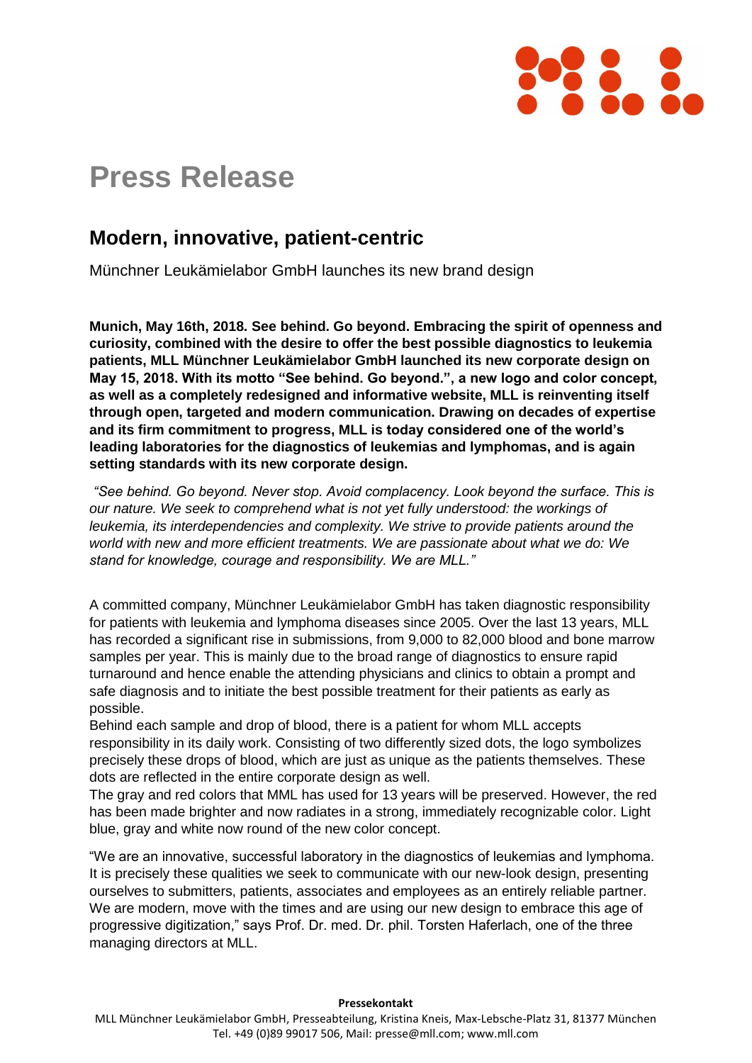# Press Release

## Modern, innovative, patient-centric

Münchner Leukämielabor GmbH launches its new brand design

**Munich, May 16th, 2018. See behind. Go beyond. Embracing the spirit of openness and curiosity, combined with the desire to offer the best possible diagnostics to leukemia patients, MLL Münchner Leukämielabor GmbH launched its new corporate design on May 15, 2018. With its motto "See behind. Go beyond.", a new logo and color concept, as well as a completely redesigned and informative website, MLL is reinventing itself through open, targeted and modern communication. Drawing on decades of expertise and its firm commitment to progress, MLL is today considered one of the world's leading laboratories for the diagnostics of leukemias and lymphomas, and is again setting standards with its new corporate design.**

*"See behind. Go beyond. Never stop. Avoid complacency. Look beyond the surface. This is our nature. We seek to comprehend what is not yet fully understood: the workings of leukemia, its interdependencies and complexity. We strive to provide patients around the world with new and more efficient treatments. We are passionate about what we do: We stand for knowledge, courage and responsibility. We are MLL."*

A committed company, Münchner Leukämielabor GmbH has taken diagnostic responsibility for patients with leukemia and lymphoma diseases since 2005. Over the last 13 years, MLL has recorded a significant rise in submissions, from 9,000 to 82,000 blood and bone marrow samples per year. This is mainly due to the broad range of diagnostics to ensure rapid turnaround and hence enable the attending physicians and clinics to obtain a prompt and safe diagnosis and to initiate the best possible treatment for their patients as early as possible.

Behind each sample and drop of blood, there is a patient for whom MLL accepts responsibility in its daily work. Consisting of two differently sized dots, the logo symbolizes precisely these drops of blood, which are just as unique as the patients themselves. These dots are reflected in the entire corporate design as well.

The gray and red colors that MML has used for 13 years will be preserved. However, the red has been made brighter and now radiates in a strong, immediately recognizable color. Light blue, gray and white now round of the new color concept.

"We are an innovative, successful laboratory in the diagnostics of leukemias and lymphoma. It is precisely these qualities we seek to communicate with our new-look design, presenting ourselves to submitters, patients, associates and employees as an entirely reliable partner. We are modern, move with the times and are using our new design to embrace this age of progressive digitization," says Prof. Dr. med. Dr. phil. Torsten Haferlach, one of the three managing directors at MLL.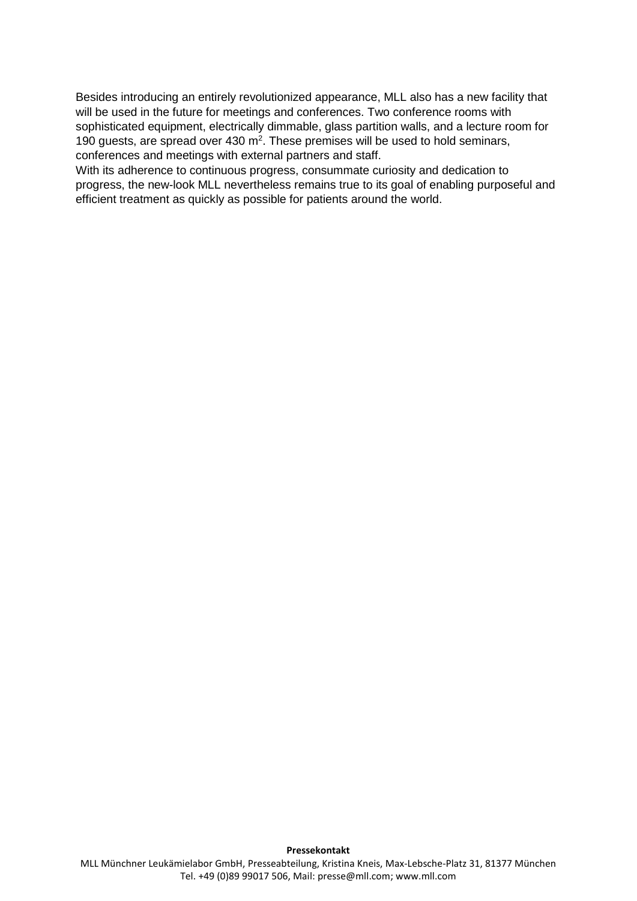Besides introducing an entirely revolutionized appearance, MLL also has a new facility that will be used in the future for meetings and conferences. Two conference rooms with sophisticated equipment, electrically dimmable, glass partition walls, and a lecture room for 190 guests, are spread over 430 $m^2$. These premises will be used to hold seminars, conferences and meetings with external partners and staff.
With its adherence to continuous progress, consummate curiosity and dedication to progress, the new-look MLL nevertheless remains true to its goal of enabling purposeful and efficient treatment as quickly as possible for patients around the world.

**Pressekontakt**
MLL Münchner Leukämielabor GmbH, Presseabteilung, Kristina Kneis, Max-Lebsche-Platz 31, 81377 München
Tel. +49 (0)89 99017 506, Mail: presse@mll.com; www.mll.com